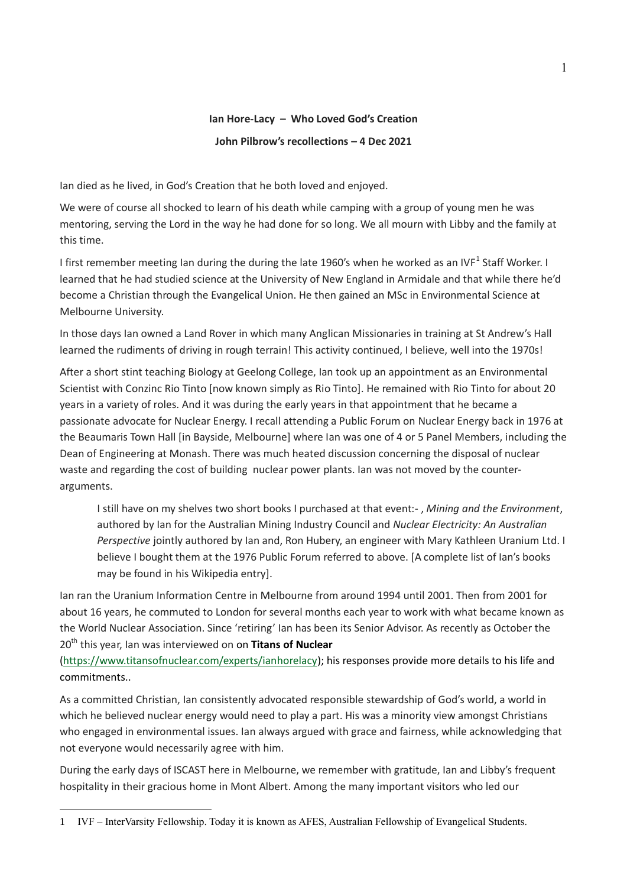**Ian Hore-Lacy – Who Loved God's Creation**

**John Pilbrow's recollections – 4 Dec 2021**

Ian died as he lived, in God's Creation that he both loved and enjoyed.

We were of course all shocked to learn of his death while camping with a group of young men he was mentoring, serving the Lord in the way he had done for so long. We all mourn with Libby and the family at this time.

I first remember meeting Ian during the during the late 1960's when he worked as an IVF[1] Staff Worker. I learned that he had studied science at the University of New England in Armidale and that while there he'd become a Christian through the Evangelical Union. He then gained an MSc in Environmental Science at Melbourne University.

In those days Ian owned a Land Rover in which many Anglican Missionaries in training at St Andrew's Hall learned the rudiments of driving in rough terrain! This activity continued, I believe, well into the 1970s!

After a short stint teaching Biology at Geelong College, Ian took up an appointment as an Environmental Scientist with Conzinc Rio Tinto [now known simply as Rio Tinto]. He remained with Rio Tinto for about 20 years in a variety of roles. And it was during the early years in that appointment that he became a passionate advocate for Nuclear Energy. I recall attending a Public Forum on Nuclear Energy back in 1976 at the Beaumaris Town Hall [in Bayside, Melbourne] where Ian was one of 4 or 5 Panel Members, including the Dean of Engineering at Monash. There was much heated discussion concerning the disposal of nuclear waste and regarding the cost of building nuclear power plants. Ian was not moved by the counter-arguments.

> I still have on my shelves two short books I purchased at that event:- , *Mining and the Environment*, authored by Ian for the Australian Mining Industry Council and *Nuclear Electricity: An Australian Perspective* jointly authored by Ian and, Ron Hubery, an engineer with Mary Kathleen Uranium Ltd. I believe I bought them at the 1976 Public Forum referred to above. [A complete list of Ian's books may be found in his Wikipedia entry].

Ian ran the Uranium Information Centre in Melbourne from around 1994 until 2001. Then from 2001 for about 16 years, he commuted to London for several months each year to work with what became known as the World Nuclear Association. Since 'retiring' Ian has been its Senior Advisor. As recently as October the 20th this year, Ian was interviewed on on **Titans of Nuclear** (https://www.titansofnuclear.com/experts/ianhorelacy); his responses provide more details to his life and commitments..

As a committed Christian, Ian consistently advocated responsible stewardship of God's world, a world in which he believed nuclear energy would need to play a part. His was a minority view amongst Christians who engaged in environmental issues. Ian always argued with grace and fairness, while acknowledging that not everyone would necessarily agree with him.

During the early days of ISCAST here in Melbourne, we remember with gratitude, Ian and Libby's frequent hospitality in their gracious home in Mont Albert. Among the many important visitors who led our

---

1 IVF – InterVarsity Fellowship. Today it is known as AFES, Australian Fellowship of Evangelical Students.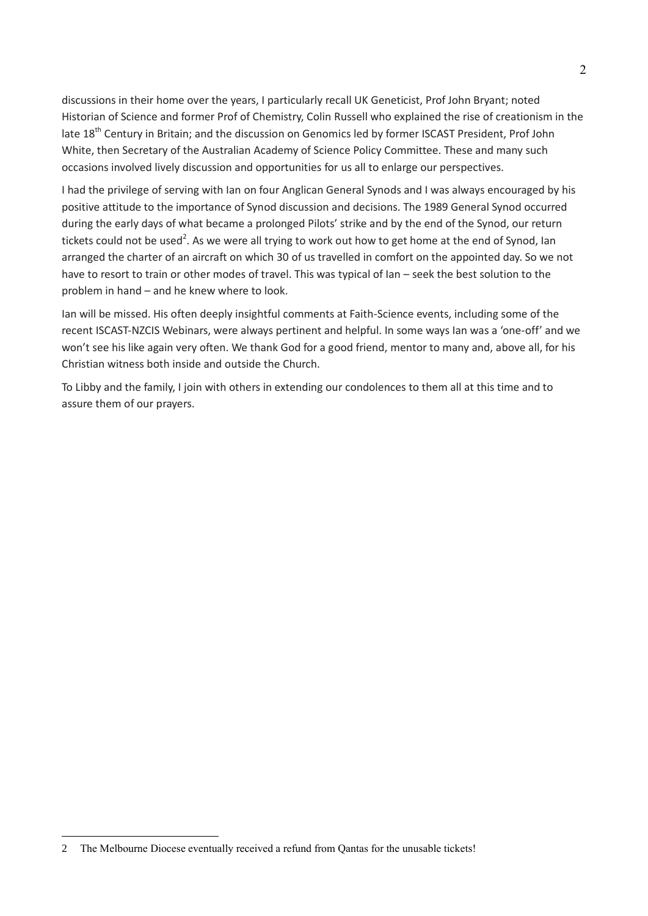discussions in their home over the years, I particularly recall UK Geneticist, Prof John Bryant; noted Historian of Science and former Prof of Chemistry, Colin Russell who explained the rise of creationism in the late 18th Century in Britain; and the discussion on Genomics led by former ISCAST President, Prof John White, then Secretary of the Australian Academy of Science Policy Committee. These and many such occasions involved lively discussion and opportunities for us all to enlarge our perspectives.

I had the privilege of serving with Ian on four Anglican General Synods and I was always encouraged by his positive attitude to the importance of Synod discussion and decisions. The 1989 General Synod occurred during the early days of what became a prolonged Pilots' strike and by the end of the Synod, our return tickets could not be used[2]. As we were all trying to work out how to get home at the end of Synod, Ian arranged the charter of an aircraft on which 30 of us travelled in comfort on the appointed day. So we not have to resort to train or other modes of travel. This was typical of Ian – seek the best solution to the problem in hand – and he knew where to look.

Ian will be missed. His often deeply insightful comments at Faith-Science events, including some of the recent ISCAST-NZCIS Webinars, were always pertinent and helpful. In some ways Ian was a 'one-off' and we won't see his like again very often. We thank God for a good friend, mentor to many and, above all, for his Christian witness both inside and outside the Church.

To Libby and the family, I join with others in extending our condolences to them all at this time and to assure them of our prayers.

---

2 The Melbourne Diocese eventually received a refund from Qantas for the unusable tickets!